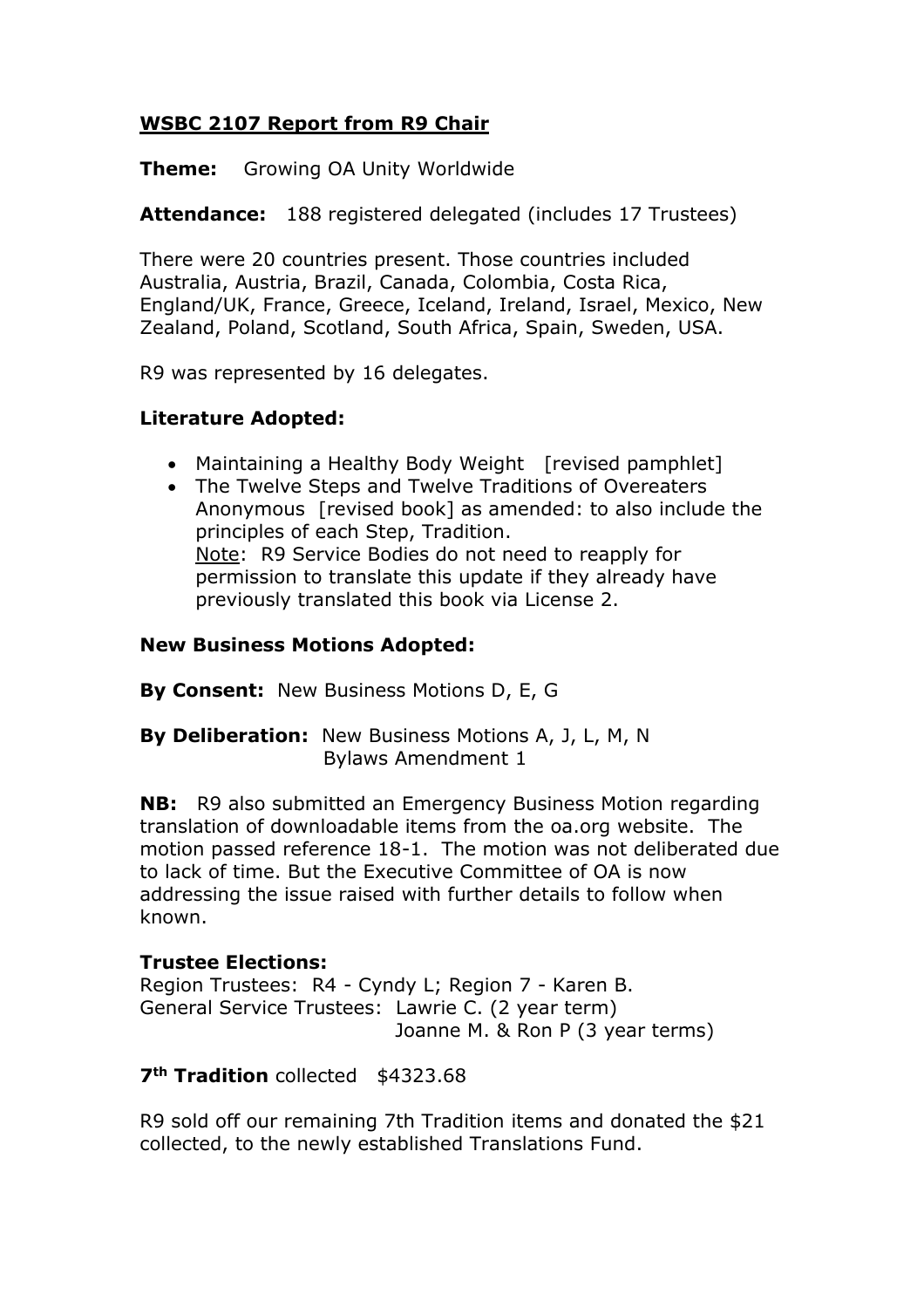## **WSBC 2107 Report from R9 Chair**

**Theme:** Growing OA Unity Worldwide

**Attendance:** 188 registered delegated (includes 17 Trustees)

There were 20 countries present. Those countries included Australia, Austria, Brazil, Canada, Colombia, Costa Rica, England/UK, France, Greece, Iceland, Ireland, Israel, Mexico, New Zealand, Poland, Scotland, South Africa, Spain, Sweden, USA.

R9 was represented by 16 delegates.

### **Literature Adopted:**

- Maintaining a Healthy Body Weight [revised pamphlet]
- The Twelve Steps and Twelve Traditions of Overeaters Anonymous [revised book] as amended: to also include the principles of each Step, Tradition.
  Note: R9 Service Bodies do not need to reapply for permission to translate this update if they already have previously translated this book via License 2.

### **New Business Motions Adopted:**

**By Consent:** New Business Motions D, E, G

**By Deliberation:** New Business Motions A, J, L, M, N
Bylaws Amendment 1

**NB:** R9 also submitted an Emergency Business Motion regarding translation of downloadable items from the oa.org website. The motion passed reference 18-1. The motion was not deliberated due to lack of time. But the Executive Committee of OA is now addressing the issue raised with further details to follow when known.

### **Trustee Elections:**

Region Trustees: R4 - Cyndy L; Region 7 - Karen B.
General Service Trustees: Lawrie C. (2 year term)
Joanne M. & Ron P (3 year terms)

**7th Tradition** collected $4323.68

R9 sold off our remaining 7th Tradition items and donated the $21 collected, to the newly established Translations Fund.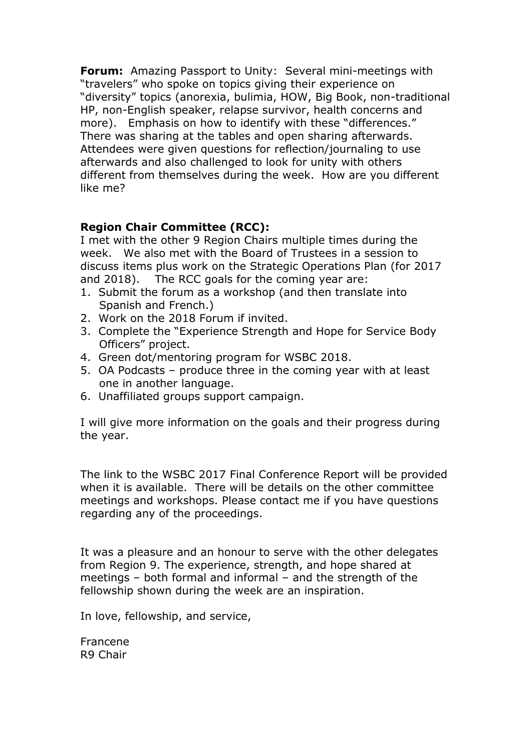**Forum:** Amazing Passport to Unity: Several mini-meetings with "travelers" who spoke on topics giving their experience on "diversity" topics (anorexia, bulimia, HOW, Big Book, non-traditional HP, non-English speaker, relapse survivor, health concerns and more). Emphasis on how to identify with these "differences." There was sharing at the tables and open sharing afterwards. Attendees were given questions for reflection/journaling to use afterwards and also challenged to look for unity with others different from themselves during the week. How are you different like me?

**Region Chair Committee (RCC):**

I met with the other 9 Region Chairs multiple times during the week. We also met with the Board of Trustees in a session to discuss items plus work on the Strategic Operations Plan (for 2017 and 2018). The RCC goals for the coming year are:

1. Submit the forum as a workshop (and then translate into Spanish and French.)
2. Work on the 2018 Forum if invited.
3. Complete the "Experience Strength and Hope for Service Body Officers" project.
4. Green dot/mentoring program for WSBC 2018.
5. OA Podcasts – produce three in the coming year with at least one in another language.
6. Unaffiliated groups support campaign.

I will give more information on the goals and their progress during the year.

The link to the WSBC 2017 Final Conference Report will be provided when it is available. There will be details on the other committee meetings and workshops. Please contact me if you have questions regarding any of the proceedings.

It was a pleasure and an honour to serve with the other delegates from Region 9. The experience, strength, and hope shared at meetings – both formal and informal – and the strength of the fellowship shown during the week are an inspiration.

In love, fellowship, and service,

Francene
R9 Chair